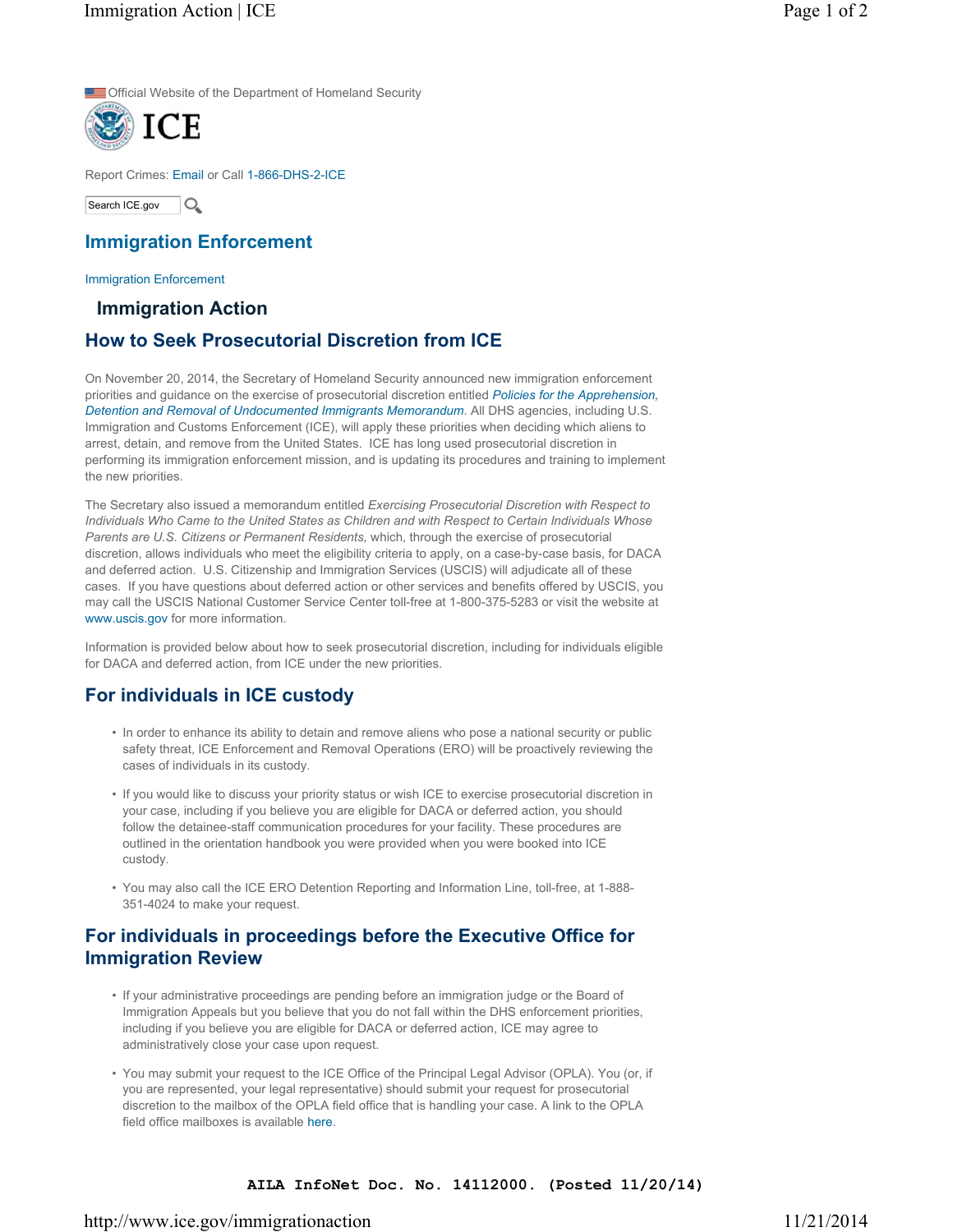Official Website of the Department of Homeland Security

ICE

Report Crimes: Email or Call 1-866-DHS-2-ICE

Search ICE.gov

# Immigration Enforcement

Immigration Enforcement

## Immigration Action

## How to Seek Prosecutorial Discretion from ICE

On November 20, 2014, the Secretary of Homeland Security announced new immigration enforcement priorities and guidance on the exercise of prosecutorial discretion entitled *Policies for the Apprehension, Detention and Removal of Undocumented Immigrants Memorandum*. All DHS agencies, including U.S. Immigration and Customs Enforcement (ICE), will apply these priorities when deciding which aliens to arrest, detain, and remove from the United States. ICE has long used prosecutorial discretion in performing its immigration enforcement mission, and is updating its procedures and training to implement the new priorities.

The Secretary also issued a memorandum entitled *Exercising Prosecutorial Discretion with Respect to Individuals Who Came to the United States as Children and with Respect to Certain Individuals Whose Parents are U.S. Citizens or Permanent Residents,* which, through the exercise of prosecutorial discretion, allows individuals who meet the eligibility criteria to apply, on a case-by-case basis, for DACA and deferred action. U.S. Citizenship and Immigration Services (USCIS) will adjudicate all of these cases. If you have questions about deferred action or other services and benefits offered by USCIS, you may call the USCIS National Customer Service Center toll-free at 1-800-375-5283 or visit the website at www.uscis.gov for more information.

Information is provided below about how to seek prosecutorial discretion, including for individuals eligible for DACA and deferred action, from ICE under the new priorities.

## For individuals in ICE custody

- In order to enhance its ability to detain and remove aliens who pose a national security or public safety threat, ICE Enforcement and Removal Operations (ERO) will be proactively reviewing the cases of individuals in its custody.
- If you would like to discuss your priority status or wish ICE to exercise prosecutorial discretion in your case, including if you believe you are eligible for DACA or deferred action, you should follow the detainee-staff communication procedures for your facility. These procedures are outlined in the orientation handbook you were provided when you were booked into ICE custody.
- You may also call the ICE ERO Detention Reporting and Information Line, toll-free, at 1-888-351-4024 to make your request.

## For individuals in proceedings before the Executive Office for Immigration Review

- If your administrative proceedings are pending before an immigration judge or the Board of Immigration Appeals but you believe that you do not fall within the DHS enforcement priorities, including if you believe you are eligible for DACA or deferred action, ICE may agree to administratively close your case upon request.
- You may submit your request to the ICE Office of the Principal Legal Advisor (OPLA). You (or, if you are represented, your legal representative) should submit your request for prosecutorial discretion to the mailbox of the OPLA field office that is handling your case. A link to the OPLA field office mailboxes is available here.

AILA InfoNet Doc. No. 14112000. (Posted 11/20/14)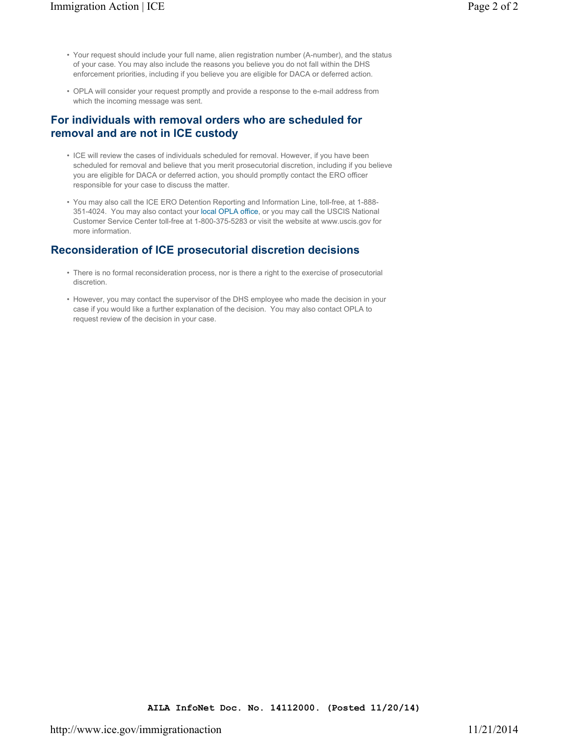- Your request should include your full name, alien registration number (A-number), and the status of your case. You may also include the reasons you believe you do not fall within the DHS enforcement priorities, including if you believe you are eligible for DACA or deferred action.
- OPLA will consider your request promptly and provide a response to the e-mail address from which the incoming message was sent.

## For individuals with removal orders who are scheduled for removal and are not in ICE custody

- ICE will review the cases of individuals scheduled for removal. However, if you have been scheduled for removal and believe that you merit prosecutorial discretion, including if you believe you are eligible for DACA or deferred action, you should promptly contact the ERO officer responsible for your case to discuss the matter.
- You may also call the ICE ERO Detention Reporting and Information Line, toll-free, at 1-888-351-4024. You may also contact your local OPLA office, or you may call the USCIS National Customer Service Center toll-free at 1-800-375-5283 or visit the website at www.uscis.gov for more information.

## Reconsideration of ICE prosecutorial discretion decisions

- There is no formal reconsideration process, nor is there a right to the exercise of prosecutorial discretion.
- However, you may contact the supervisor of the DHS employee who made the decision in your case if you would like a further explanation of the decision. You may also contact OPLA to request review of the decision in your case.